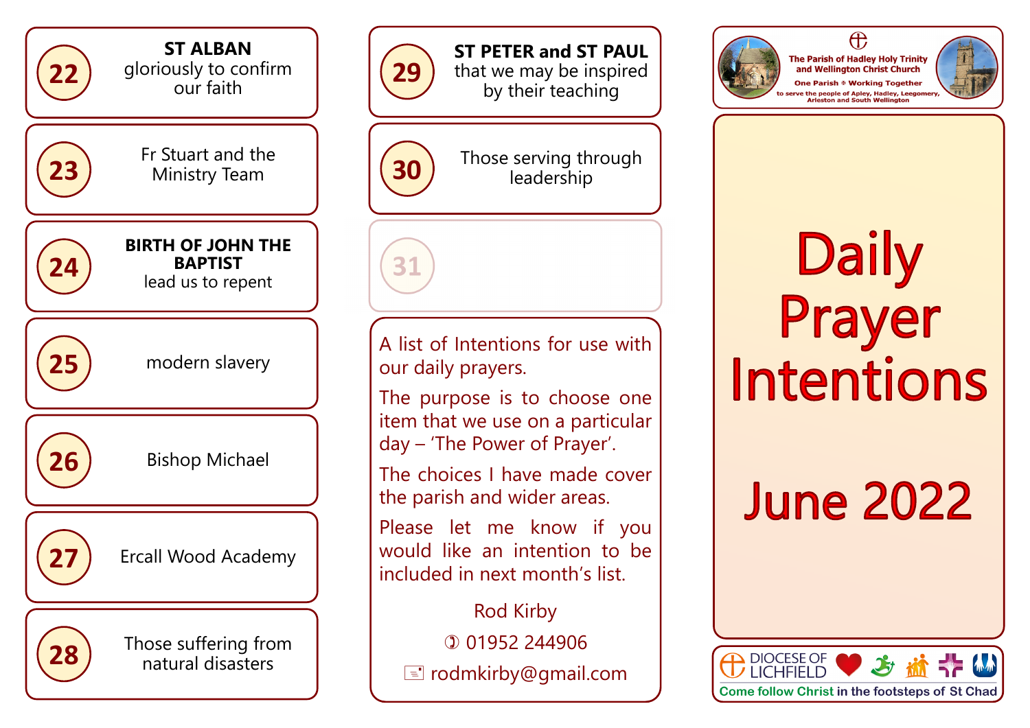**22** **ST ALBAN**
gloriously to confirm our faith

**23** Fr Stuart and the Ministry Team

**24** **BIRTH OF JOHN THE BAPTIST**
lead us to repent

**25** modern slavery

**26** Bishop Michael

**27** Ercall Wood Academy

**28** Those suffering from natural disasters

**29** **ST PETER and ST PAUL**
that we may be inspired by their teaching

**30** Those serving through leadership

**31**

A list of Intentions for use with our daily prayers.

The purpose is to choose one item that we use on a particular day – 'The Power of Prayer'.

The choices I have made cover the parish and wider areas.

Please let me know if you would like an intention to be included in next month's list.

Rod Kirby

✆ 01952 244906

✉ rodmkirby@gmail.com

The Parish of Hadley Holy Trinity and Wellington Christ Church

One Parish ✠ Working Together

to serve the people of Apley, Hadley, Leegomery, Arleston and South Wellington

# Daily Prayer Intentions

# June 2022

DIOCESE OF LICHFIELD

Come follow Christ in the footsteps of St Chad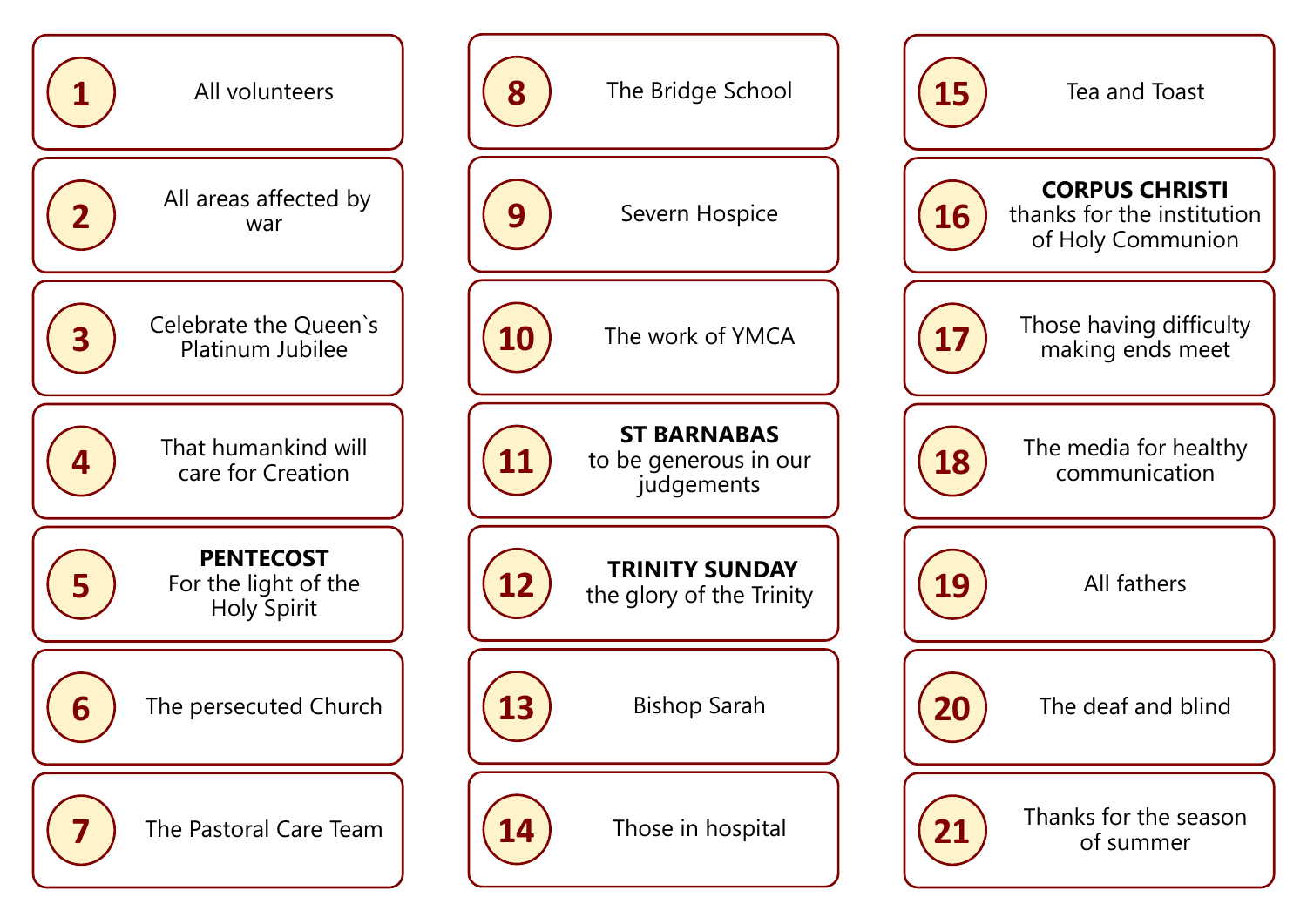1 All volunteers

2 All areas affected by war

3 Celebrate the Queen`s Platinum Jubilee

4 That humankind will care for Creation

5 **PENTECOST** For the light of the Holy Spirit

6 The persecuted Church

7 The Pastoral Care Team

8 The Bridge School

9 Severn Hospice

10 The work of YMCA

11 **ST BARNABAS** to be generous in our judgements

12 **TRINITY SUNDAY** the glory of the Trinity

13 Bishop Sarah

14 Those in hospital

15 Tea and Toast

16 **CORPUS CHRISTI** thanks for the institution of Holy Communion

17 Those having difficulty making ends meet

18 The media for healthy communication

19 All fathers

20 The deaf and blind

21 Thanks for the season of summer